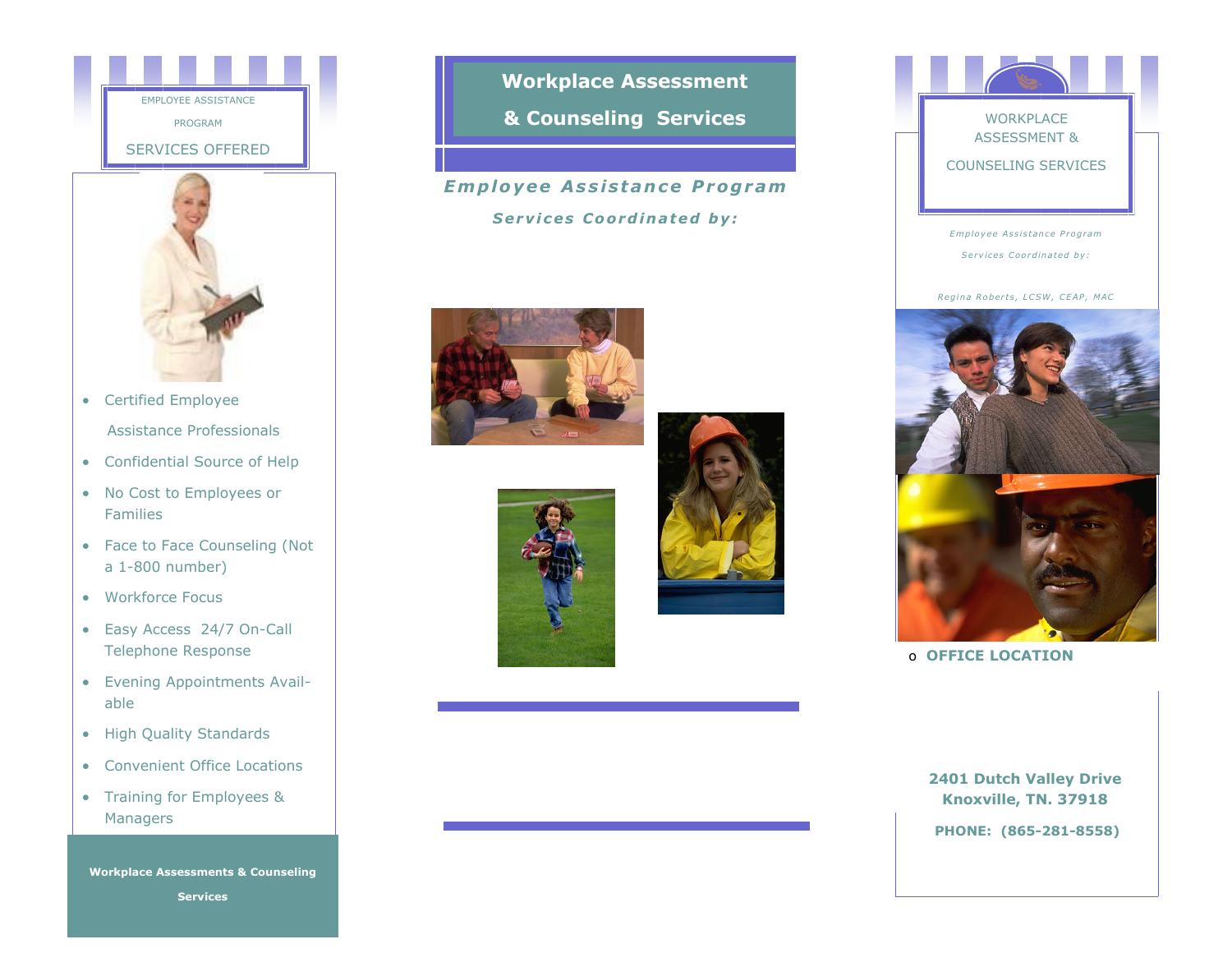EMPLOYEE ASSISTANCE PROGRAM

## SERVICES OFFERED

- Certified Employee Assistance Professionals
- Confidential Source of Help
- No Cost to Employees or Families
- Face to Face Counseling (Not a 1-800 number)
- Workforce Focus
- Easy Access 24/7 On-Call Telephone Response
- Evening Appointments Available
- High Quality Standards
- Convenient Office Locations
- Training for Employees & Managers

**Workplace Assessments & Counseling Services**

# Workplace Assessment & Counseling Services

***Employee Assistance Program***

***Services Coordinated by:***

## WORKPLACE ASSESSMENT & COUNSELING SERVICES

*Employee Assistance Program*

*Services Coordinated by:*

*Regina Roberts, LCSW, CEAP, MAC*

- **OFFICE LOCATION**

**2401 Dutch Valley Drive**
**Knoxville, TN. 37918**

**PHONE: (865-281-8558)**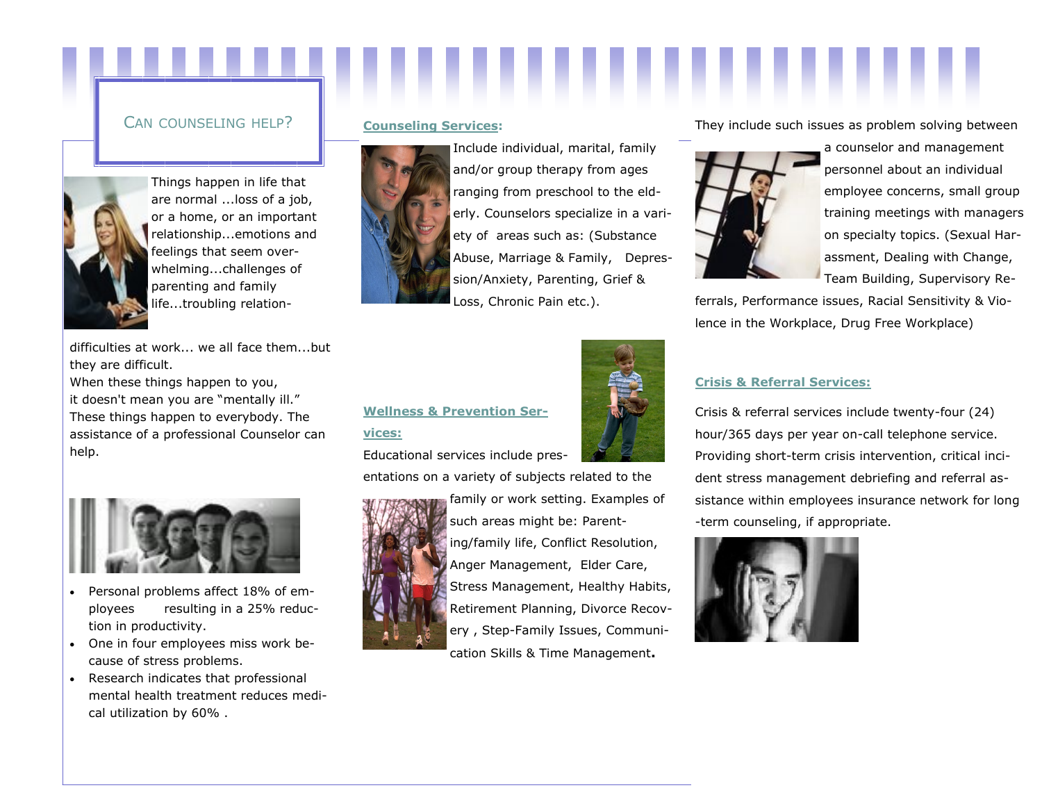## Can counseling help?

Things happen in life that are normal ...loss of a job, or a home, or an important relationship...emotions and feelings that seem overwhelming...challenges of parenting and family life...troubling relation-difficulties at work... we all face them...but they are difficult.

When these things happen to you, it doesn't mean you are "mentally ill." These things happen to everybody. The assistance of a professional Counselor can help.

- Personal problems affect 18% of employees resulting in a 25% reduction in productivity.
- One in four employees miss work because of stress problems.
- Research indicates that professional mental health treatment reduces medical utilization by 60% .

**Counseling Services:**

Include individual, marital, family and/or group therapy from ages ranging from preschool to the elderly. Counselors specialize in a variety of areas such as: (Substance Abuse, Marriage & Family, Depression/Anxiety, Parenting, Grief & Loss, Chronic Pain etc.).

**Wellness & Prevention Services:**

Educational services include presentations on a variety of subjects related to the family or work setting. Examples of such areas might be: Parenting/family life, Conflict Resolution, Anger Management, Elder Care, Stress Management, Healthy Habits, Retirement Planning, Divorce Recovery , Step-Family Issues, Communication Skills & Time Management**.**

They include such issues as problem solving between a counselor and management personnel about an individual employee concerns, small group training meetings with managers on specialty topics. (Sexual Harassment, Dealing with Change, Team Building, Supervisory Referrals, Performance issues, Racial Sensitivity & Violence in the Workplace, Drug Free Workplace)

**Crisis & Referral Services:**

Crisis & referral services include twenty-four (24) hour/365 days per year on-call telephone service. Providing short-term crisis intervention, critical incident stress management debriefing and referral assistance within employees insurance network for long-term counseling, if appropriate.